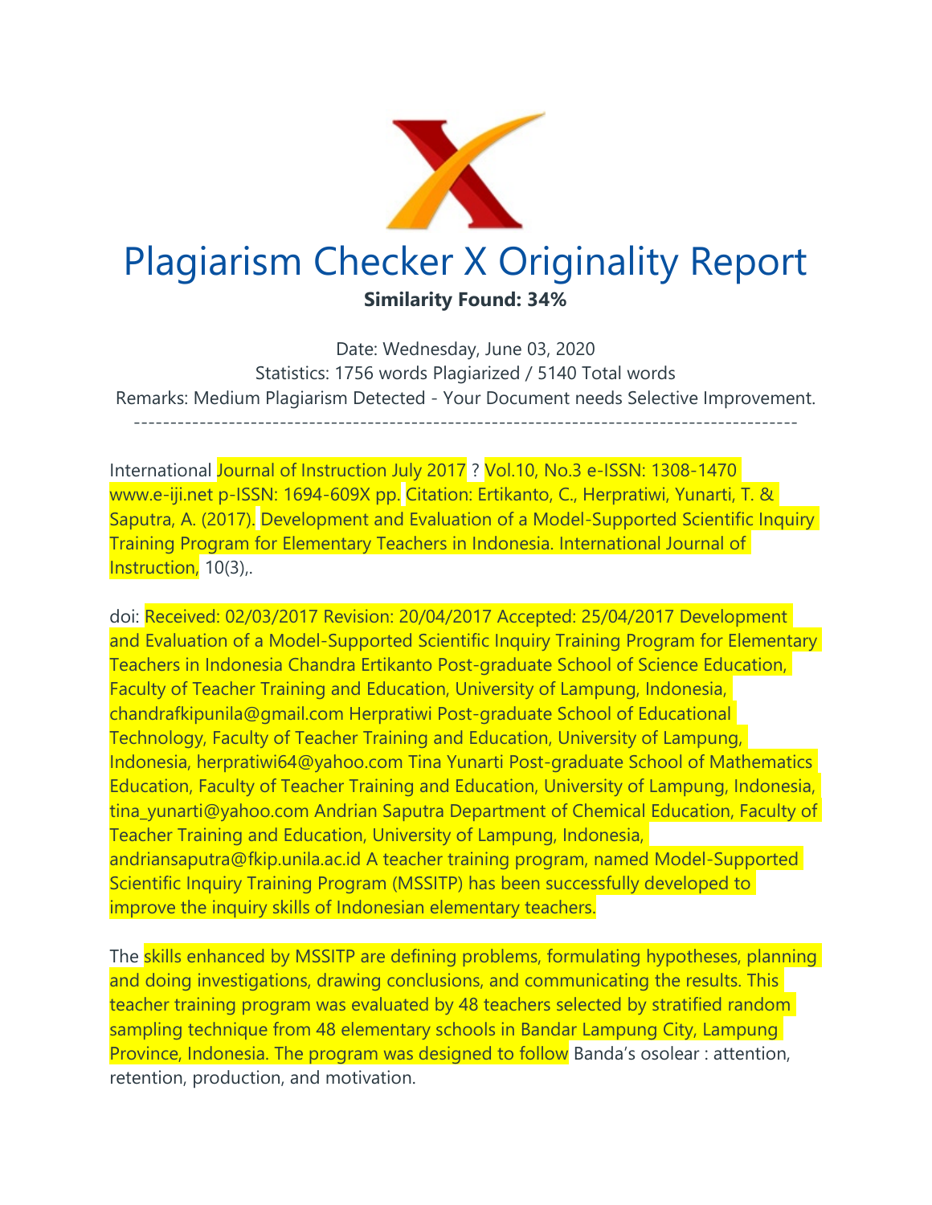# Plagiarism Checker X Originality Report

**Similarity Found: 34%**

Date: Wednesday, June 03, 2020
Statistics: 1756 words Plagiarized / 5140 Total words
Remarks: Medium Plagiarism Detected - Your Document needs Selective Improvement.

-------------------------------------------------------------------------------------------

International Journal of Instruction July 2017 ? Vol.10, No.3 e-ISSN: 1308-1470 www.e-iji.net p-ISSN: 1694-609X pp. Citation: Ertikanto, C., Herpratiwi, Yunarti, T. & Saputra, A. (2017). Development and Evaluation of a Model-Supported Scientific Inquiry Training Program for Elementary Teachers in Indonesia. International Journal of Instruction, 10(3),.

doi: Received: 02/03/2017 Revision: 20/04/2017 Accepted: 25/04/2017 Development and Evaluation of a Model-Supported Scientific Inquiry Training Program for Elementary Teachers in Indonesia Chandra Ertikanto Post-graduate School of Science Education, Faculty of Teacher Training and Education, University of Lampung, Indonesia, chandrafkipunila@gmail.com Herpratiwi Post-graduate School of Educational Technology, Faculty of Teacher Training and Education, University of Lampung, Indonesia, herpratiwi64@yahoo.com Tina Yunarti Post-graduate School of Mathematics Education, Faculty of Teacher Training and Education, University of Lampung, Indonesia, tina_yunarti@yahoo.com Andrian Saputra Department of Chemical Education, Faculty of Teacher Training and Education, University of Lampung, Indonesia, andriansaputra@fkip.unila.ac.id A teacher training program, named Model-Supported Scientific Inquiry Training Program (MSSITP) has been successfully developed to improve the inquiry skills of Indonesian elementary teachers.

The skills enhanced by MSSITP are defining problems, formulating hypotheses, planning and doing investigations, drawing conclusions, and communicating the results. This teacher training program was evaluated by 48 teachers selected by stratified random sampling technique from 48 elementary schools in Bandar Lampung City, Lampung Province, Indonesia. The program was designed to follow Banda's osolear : attention, retention, production, and motivation.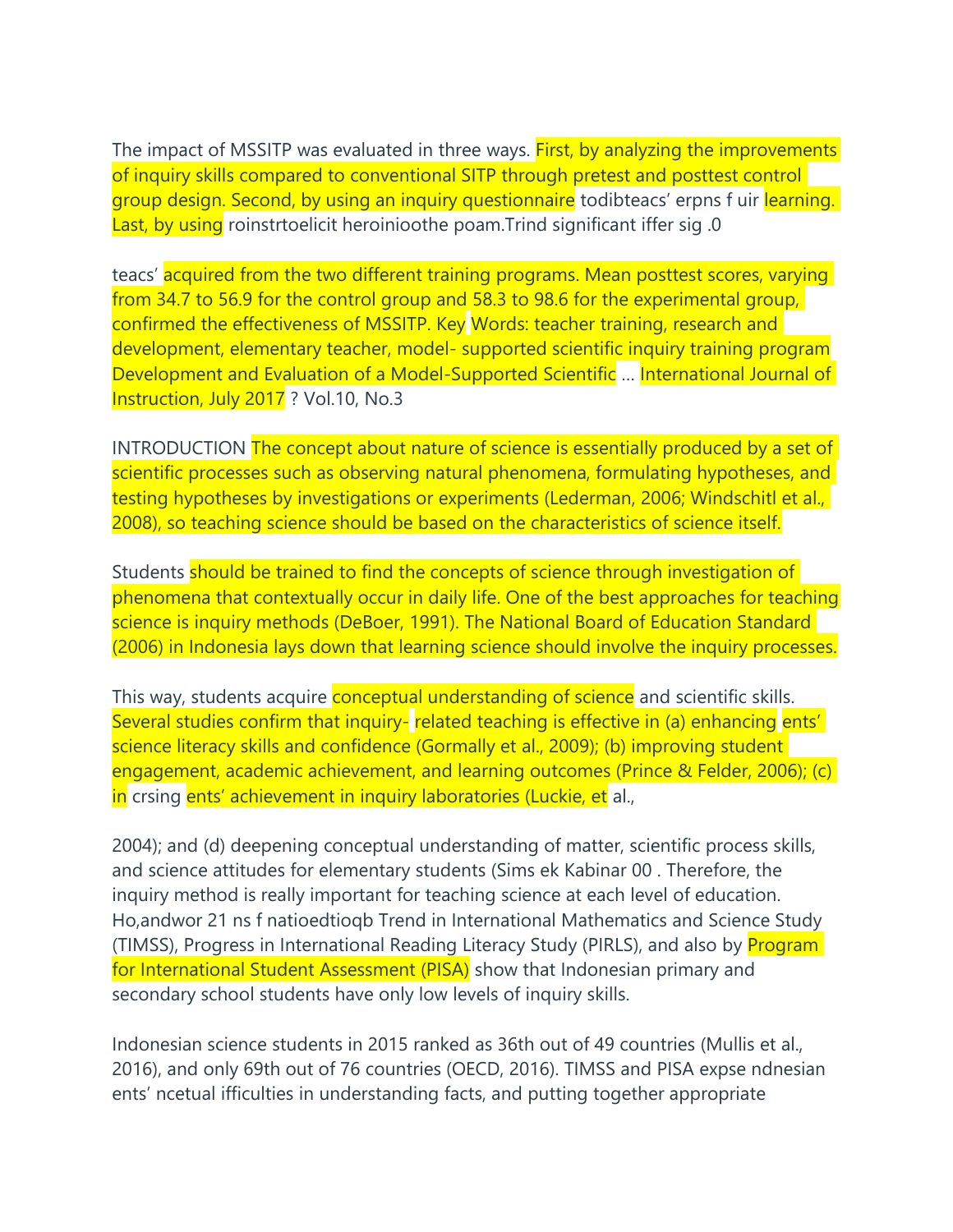The impact of MSSITP was evaluated in three ways. First, by analyzing the improvements of inquiry skills compared to conventional SITP through pretest and posttest control group design. Second, by using an inquiry questionnaire todibteacs' erpns f uir learning. Last, by using roinstrtoelicit heroinioothe poam.Trind significant iffer sig .0

teacs' acquired from the two different training programs. Mean posttest scores, varying from 34.7 to 56.9 for the control group and 58.3 to 98.6 for the experimental group, confirmed the effectiveness of MSSITP. Key Words: teacher training, research and development, elementary teacher, model- supported scientific inquiry training program Development and Evaluation of a Model-Supported Scientific … International Journal of Instruction, July 2017 ? Vol.10, No.3

INTRODUCTION The concept about nature of science is essentially produced by a set of scientific processes such as observing natural phenomena, formulating hypotheses, and testing hypotheses by investigations or experiments (Lederman, 2006; Windschitl et al., 2008), so teaching science should be based on the characteristics of science itself.

Students should be trained to find the concepts of science through investigation of phenomena that contextually occur in daily life. One of the best approaches for teaching science is inquiry methods (DeBoer, 1991). The National Board of Education Standard (2006) in Indonesia lays down that learning science should involve the inquiry processes.

This way, students acquire conceptual understanding of science and scientific skills. Several studies confirm that inquiry- related teaching is effective in (a) enhancing ents' science literacy skills and confidence (Gormally et al., 2009); (b) improving student engagement, academic achievement, and learning outcomes (Prince & Felder, 2006); (c) in crsing ents' achievement in inquiry laboratories (Luckie, et al.,

2004); and (d) deepening conceptual understanding of matter, scientific process skills, and science attitudes for elementary students (Sims ek Kabinar 00 . Therefore, the inquiry method is really important for teaching science at each level of education. Ho,andwor 21 ns f natioedtioqb Trend in International Mathematics and Science Study (TIMSS), Progress in International Reading Literacy Study (PIRLS), and also by Program for International Student Assessment (PISA) show that Indonesian primary and secondary school students have only low levels of inquiry skills.

Indonesian science students in 2015 ranked as 36th out of 49 countries (Mullis et al., 2016), and only 69th out of 76 countries (OECD, 2016). TIMSS and PISA expse ndnesian ents' ncetual ifficulties in understanding facts, and putting together appropriate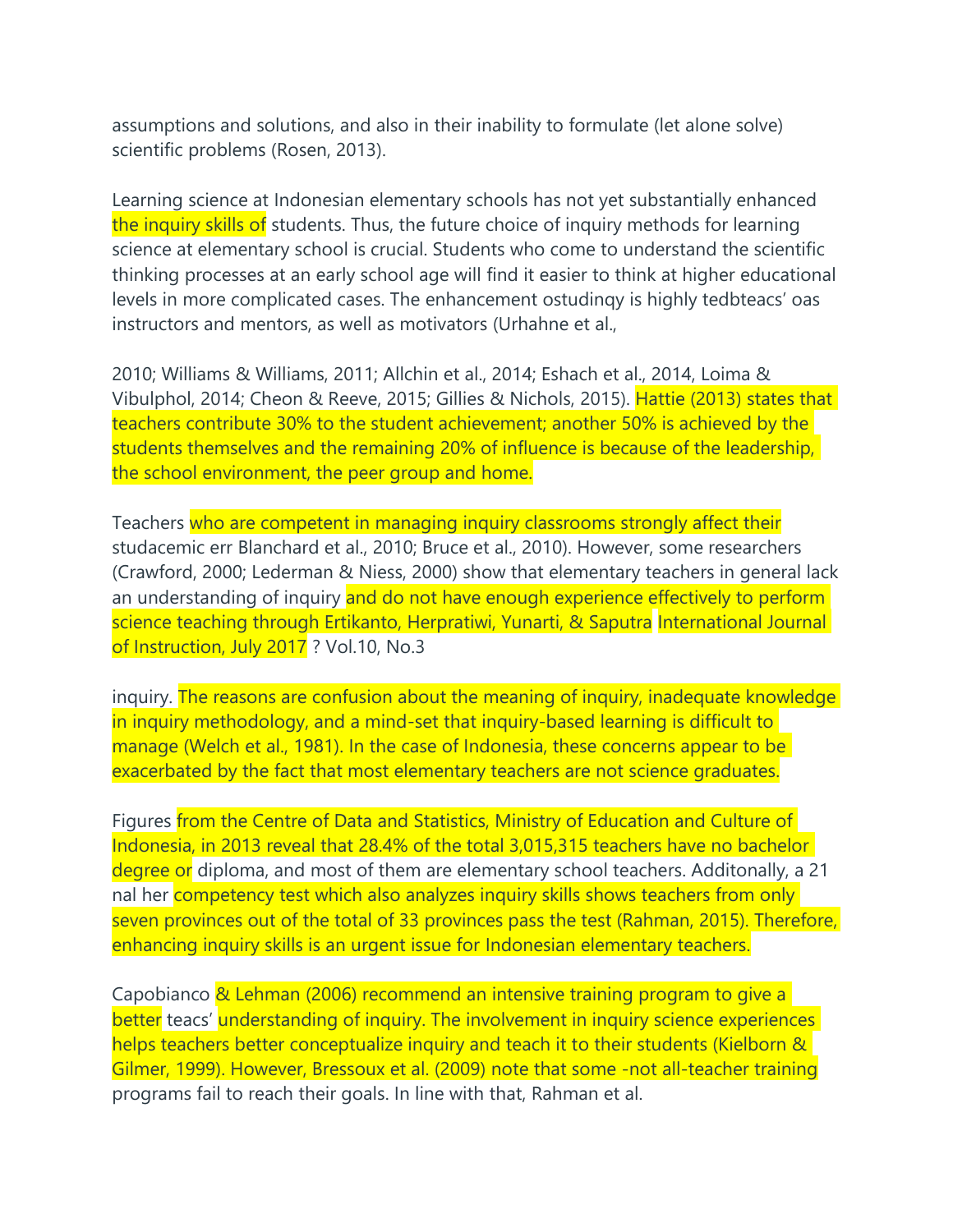assumptions and solutions, and also in their inability to formulate (let alone solve) scientific problems (Rosen, 2013).

Learning science at Indonesian elementary schools has not yet substantially enhanced the inquiry skills of students. Thus, the future choice of inquiry methods for learning science at elementary school is crucial. Students who come to understand the scientific thinking processes at an early school age will find it easier to think at higher educational levels in more complicated cases. The enhancement ostudinqy is highly tedbteacs' oas instructors and mentors, as well as motivators (Urhahne et al.,

2010; Williams & Williams, 2011; Allchin et al., 2014; Eshach et al., 2014, Loima & Vibulphol, 2014; Cheon & Reeve, 2015; Gillies & Nichols, 2015). Hattie (2013) states that teachers contribute 30% to the student achievement; another 50% is achieved by the students themselves and the remaining 20% of influence is because of the leadership, the school environment, the peer group and home.

Teachers who are competent in managing inquiry classrooms strongly affect their studacemic err Blanchard et al., 2010; Bruce et al., 2010). However, some researchers (Crawford, 2000; Lederman & Niess, 2000) show that elementary teachers in general lack an understanding of inquiry and do not have enough experience effectively to perform science teaching through

inquiry. The reasons are confusion about the meaning of inquiry, inadequate knowledge in inquiry methodology, and a mind-set that inquiry-based learning is difficult to manage (Welch et al., 1981). In the case of Indonesia, these concerns appear to be exacerbated by the fact that most elementary teachers are not science graduates.

Figures from the Centre of Data and Statistics, Ministry of Education and Culture of Indonesia, in 2013 reveal that 28.4% of the total 3,015,315 teachers have no bachelor degree or diploma, and most of them are elementary school teachers. Additonally, a 21 nal her competency test which also analyzes inquiry skills shows teachers from only seven provinces out of the total of 33 provinces pass the test (Rahman, 2015). Therefore, enhancing inquiry skills is an urgent issue for Indonesian elementary teachers.

Capobianco & Lehman (2006) recommend an intensive training program to give a better teacs' understanding of inquiry. The involvement in inquiry science experiences helps teachers better conceptualize inquiry and teach it to their students (Kielborn & Gilmer, 1999). However, Bressoux et al. (2009) note that some -not all-teacher training programs fail to reach their goals. In line with that, Rahman et al.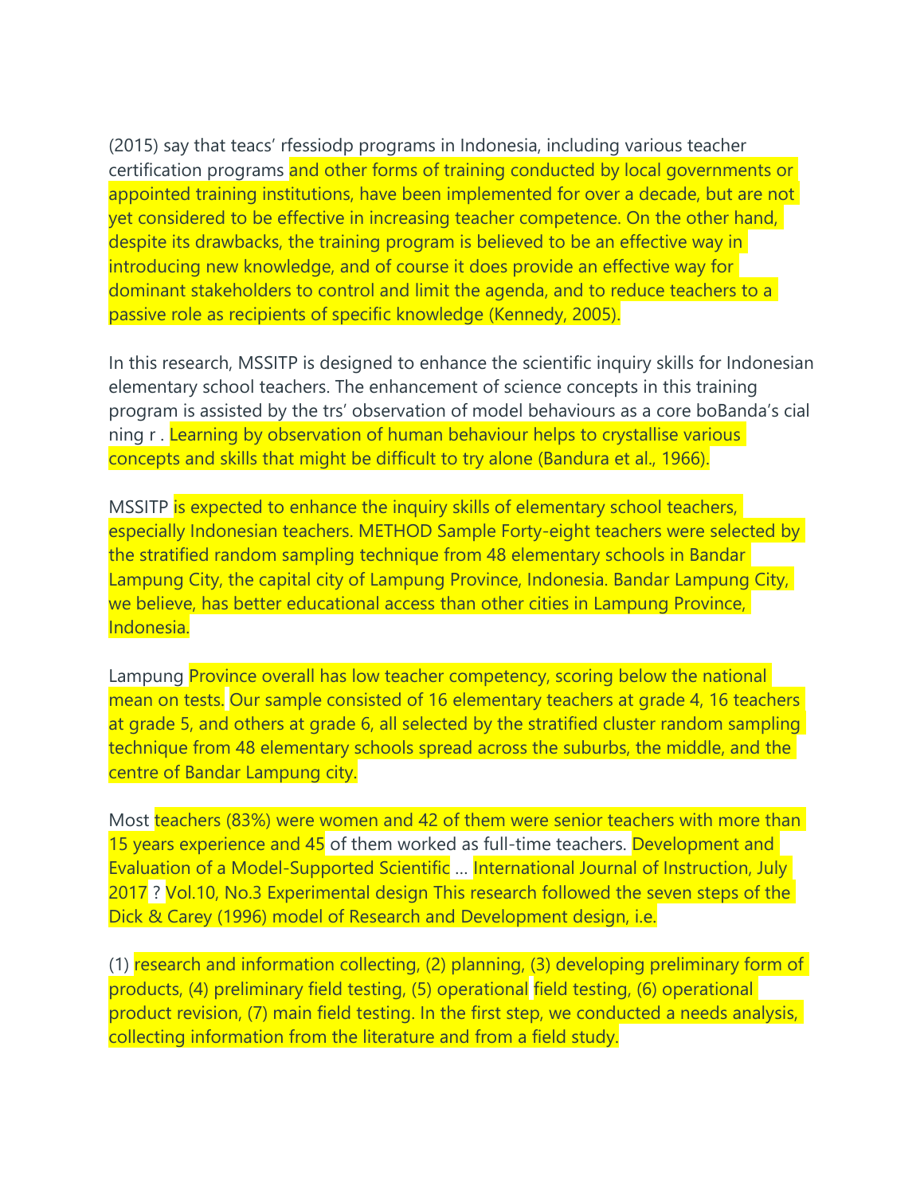(2015) say that teacs' rfessiodp programs in Indonesia, including various teacher certification programs and other forms of training conducted by local governments or appointed training institutions, have been implemented for over a decade, but are not yet considered to be effective in increasing teacher competence. On the other hand, despite its drawbacks, the training program is believed to be an effective way in introducing new knowledge, and of course it does provide an effective way for dominant stakeholders to control and limit the agenda, and to reduce teachers to a passive role as recipients of specific knowledge (Kennedy, 2005).

In this research, MSSITP is designed to enhance the scientific inquiry skills for Indonesian elementary school teachers. The enhancement of science concepts in this training program is assisted by the trs' observation of model behaviours as a core boBanda's cial ning r . Learning by observation of human behaviour helps to crystallise various concepts and skills that might be difficult to try alone (Bandura et al., 1966).

MSSITP is expected to enhance the inquiry skills of elementary school teachers, especially Indonesian teachers. METHOD Sample Forty-eight teachers were selected by the stratified random sampling technique from 48 elementary schools in Bandar Lampung City, the capital city of Lampung Province, Indonesia. Bandar Lampung City, we believe, has better educational access than other cities in Lampung Province, Indonesia.

Lampung Province overall has low teacher competency, scoring below the national mean on tests. Our sample consisted of 16 elementary teachers at grade 4, 16 teachers at grade 5, and others at grade 6, all selected by the stratified cluster random sampling technique from 48 elementary schools spread across the suburbs, the middle, and the centre of Bandar Lampung city.

Most teachers (83%) were women and 42 of them were senior teachers with more than 15 years experience and 45 of them worked as full-time teachers. Development and Evaluation of a Model-Supported Scientific … International Journal of Instruction, July 2017 ? Vol.10, No.3 Experimental design This research followed the seven steps of the Dick & Carey (1996) model of Research and Development design, i.e.

(1) research and information collecting, (2) planning, (3) developing preliminary form of products, (4) preliminary field testing, (5) operational field testing, (6) operational product revision, (7) main field testing. In the first step, we conducted a needs analysis, collecting information from the literature and from a field study.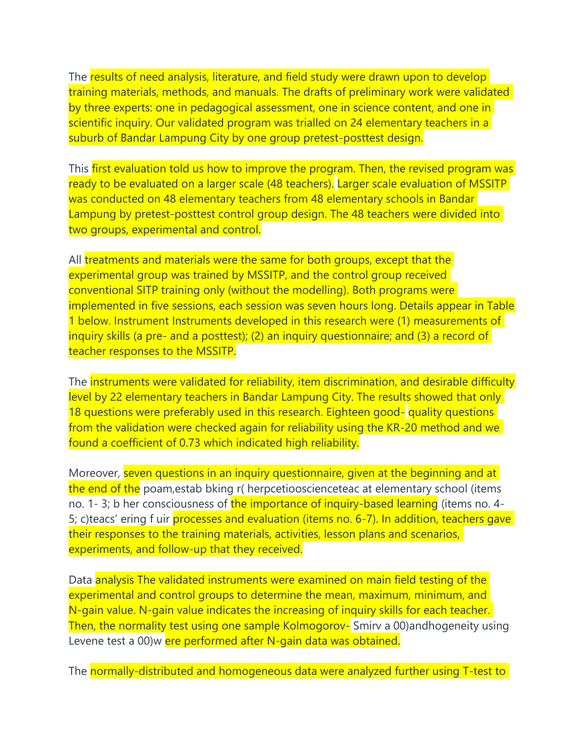The results of need analysis, literature, and field study were drawn upon to develop training materials, methods, and manuals. The drafts of preliminary work were validated by three experts: one in pedagogical assessment, one in science content, and one in scientific inquiry. Our validated program was trialled on 24 elementary teachers in a suburb of Bandar Lampung City by one group pretest-posttest design.

This first evaluation told us how to improve the program. Then, the revised program was ready to be evaluated on a larger scale (48 teachers). Larger scale evaluation of MSSITP was conducted on 48 elementary teachers from 48 elementary schools in Bandar Lampung by pretest-posttest control group design. The 48 teachers were divided into two groups, experimental and control.

All treatments and materials were the same for both groups, except that the experimental group was trained by MSSITP, and the control group received conventional SITP training only (without the modelling). Both programs were implemented in five sessions, each session was seven hours long. Details appear in Table 1 below. Instrument Instruments developed in this research were (1) measurements of inquiry skills (a pre- and a posttest); (2) an inquiry questionnaire; and (3) a record of teacher responses to the MSSITP.

The instruments were validated for reliability, item discrimination, and desirable difficulty level by 22 elementary teachers in Bandar Lampung City. The results showed that only 18 questions were preferably used in this research. Eighteen good- quality questions from the validation were checked again for reliability using the KR-20 method and we found a coefficient of 0.73 which indicated high reliability.

Moreover, seven questions in an inquiry questionnaire, given at the beginning and at the end of the poam,estab bking r( herpcetiooscienceteac at elementary school (items no. 1- 3; b her consciousness of the importance of inquiry-based learning (items no. 4-5; c)teacs' ering f uir processes and evaluation (items no. 6-7). In addition, teachers gave their responses to the training materials, activities, lesson plans and scenarios, experiments, and follow-up that they received.

Data analysis The validated instruments were examined on main field testing of the experimental and control groups to determine the mean, maximum, minimum, and N-gain value. N-gain value indicates the increasing of inquiry skills for each teacher. Then, the normality test using one sample Kolmogorov- Smirv a 00)andhogeneity using Levene test a 00)w ere performed after N-gain data was obtained.

The normally-distributed and homogeneous data were analyzed further using T-test to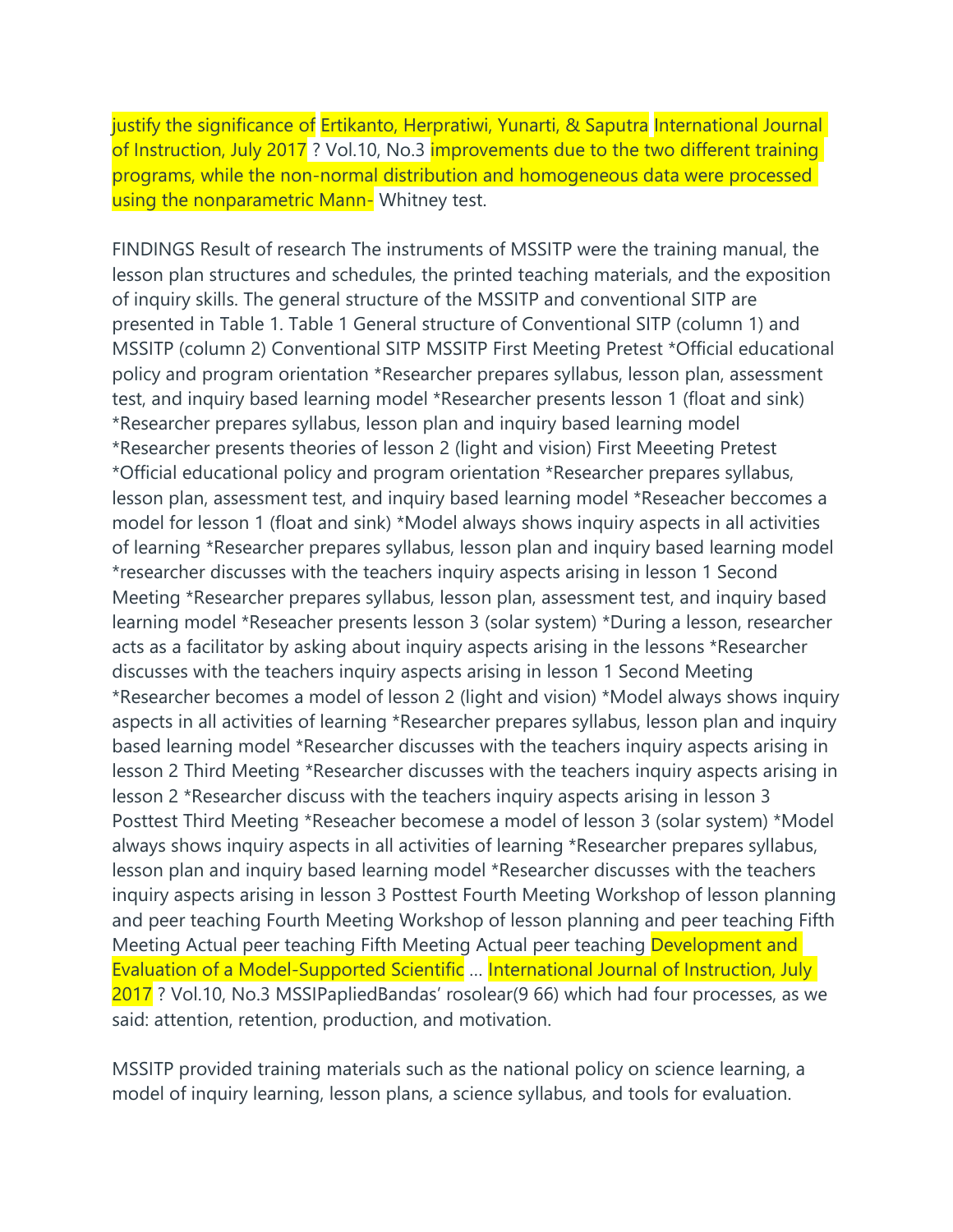justify the significance of Ertikanto, Herpratiwi, Yunarti, & Saputra International Journal of Instruction, July 2017 ? Vol.10, No.3 improvements due to the two different training programs, while the non-normal distribution and homogeneous data were processed using the nonparametric Mann- Whitney test.

FINDINGS Result of research The instruments of MSSITP were the training manual, the lesson plan structures and schedules, the printed teaching materials, and the exposition of inquiry skills. The general structure of the MSSITP and conventional SITP are presented in Table 1. Table 1 General structure of Conventional SITP (column 1) and MSSITP (column 2) Conventional SITP MSSITP First Meeting Pretest *Official educational policy and program orientation *Researcher prepares syllabus, lesson plan, assessment test, and inquiry based learning model *Researcher presents lesson 1 (float and sink) *Researcher prepares syllabus, lesson plan and inquiry based learning model *Researcher presents theories of lesson 2 (light and vision) First Meeeting Pretest *Official educational policy and program orientation *Researcher prepares syllabus, lesson plan, assessment test, and inquiry based learning model *Reseacher beccomes a model for lesson 1 (float and sink) *Model always shows inquiry aspects in all activities of learning *Researcher prepares syllabus, lesson plan and inquiry based learning model *researcher discusses with the teachers inquiry aspects arising in lesson 1 Second Meeting *Researcher prepares syllabus, lesson plan, assessment test, and inquiry based learning model *Reseacher presents lesson 3 (solar system) *During a lesson, researcher acts as a facilitator by asking about inquiry aspects arising in the lessons *Researcher discusses with the teachers inquiry aspects arising in lesson 1 Second Meeting *Researcher becomes a model of lesson 2 (light and vision) *Model always shows inquiry aspects in all activities of learning *Researcher prepares syllabus, lesson plan and inquiry based learning model *Researcher discusses with the teachers inquiry aspects arising in lesson 2 Third Meeting *Researcher discusses with the teachers inquiry aspects arising in lesson 2 *Researcher discuss with the teachers inquiry aspects arising in lesson 3 Posttest Third Meeting *Reseacher becomese a model of lesson 3 (solar system) *Model always shows inquiry aspects in all activities of learning *Researcher prepares syllabus, lesson plan and inquiry based learning model *Researcher discusses with the teachers inquiry aspects arising in lesson 3 Posttest Fourth Meeting Workshop of lesson planning and peer teaching Fourth Meeting Workshop of lesson planning and peer teaching Fifth Meeting Actual peer teaching Fifth Meeting Actual peer teaching Development and Evaluation of a Model-Supported Scientific … International Journal of Instruction, July 2017 ? Vol.10, No.3 MSSIPapliedBandas' rosolear(9 66) which had four processes, as we said: attention, retention, production, and motivation.

MSSITP provided training materials such as the national policy on science learning, a model of inquiry learning, lesson plans, a science syllabus, and tools for evaluation.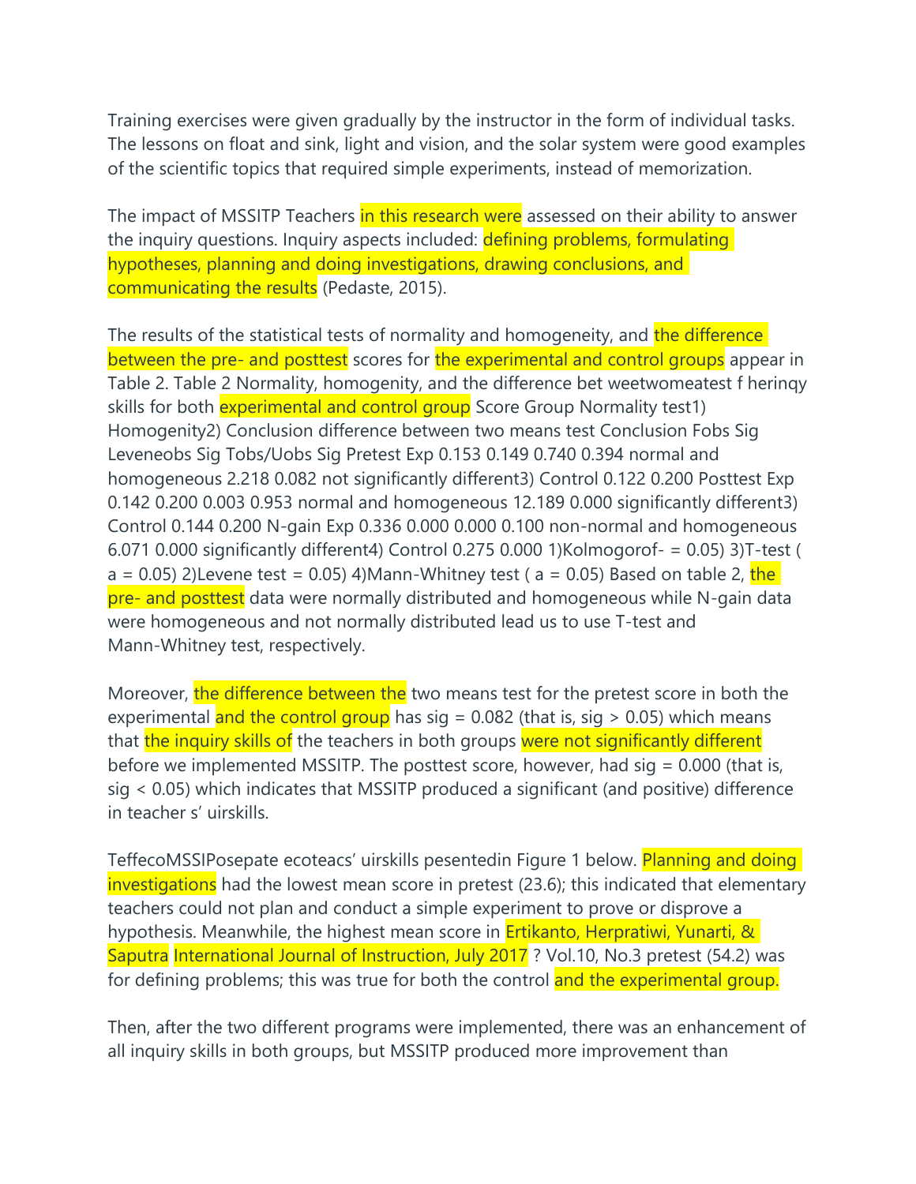Training exercises were given gradually by the instructor in the form of individual tasks. The lessons on float and sink, light and vision, and the solar system were good examples of the scientific topics that required simple experiments, instead of memorization.

The impact of MSSITP Teachers in this research were assessed on their ability to answer the inquiry questions. Inquiry aspects included: defining problems, formulating hypotheses, planning and doing investigations, drawing conclusions, and communicating the results (Pedaste, 2015).

The results of the statistical tests of normality and homogeneity, and the difference between the pre- and posttest scores for the experimental and control groups appear in Table 2. Table 2 Normality, homogenity, and the difference bet weetwomeatest f herinqy skills for both experimental and control group Score Group Normality test1) Homogenity2) Conclusion difference between two means test Conclusion Fobs Sig Leveneobs Sig Tobs/Uobs Sig Pretest Exp 0.153 0.149 0.740 0.394 normal and homogeneous 2.218 0.082 not significantly different3) Control 0.122 0.200 Posttest Exp 0.142 0.200 0.003 0.953 normal and homogeneous 12.189 0.000 significantly different3) Control 0.144 0.200 N-gain Exp 0.336 0.000 0.000 0.100 non-normal and homogeneous 6.071 0.000 significantly different4) Control 0.275 0.000 1)Kolmogorof- = 0.05) 3)T-test ( a = 0.05) 2)Levene test = 0.05) 4)Mann-Whitney test ( a = 0.05) Based on table 2, the pre- and posttest data were normally distributed and homogeneous while N-gain data were homogeneous and not normally distributed lead us to use T-test and Mann-Whitney test, respectively.

Moreover, the difference between the two means test for the pretest score in both the experimental and the control group has sig = 0.082 (that is, sig > 0.05) which means that the inquiry skills of the teachers in both groups were not significantly different before we implemented MSSITP. The posttest score, however, had sig = 0.000 (that is, sig < 0.05) which indicates that MSSITP produced a significant (and positive) difference in teacher s' uirskills.

TeffecoMSSIPosepate ecoteacs' uirskills pesentedin Figure 1 below. Planning and doing investigations had the lowest mean score in pretest (23.6); this indicated that elementary teachers could not plan and conduct a simple experiment to prove or disprove a hypothesis. Meanwhile, the highest mean score in Ertikanto, Herpratiwi, Yunarti, & Saputra International Journal of Instruction, July 2017 ? Vol.10, No.3 pretest (54.2) was for defining problems; this was true for both the control and the experimental group.

Then, after the two different programs were implemented, there was an enhancement of all inquiry skills in both groups, but MSSITP produced more improvement than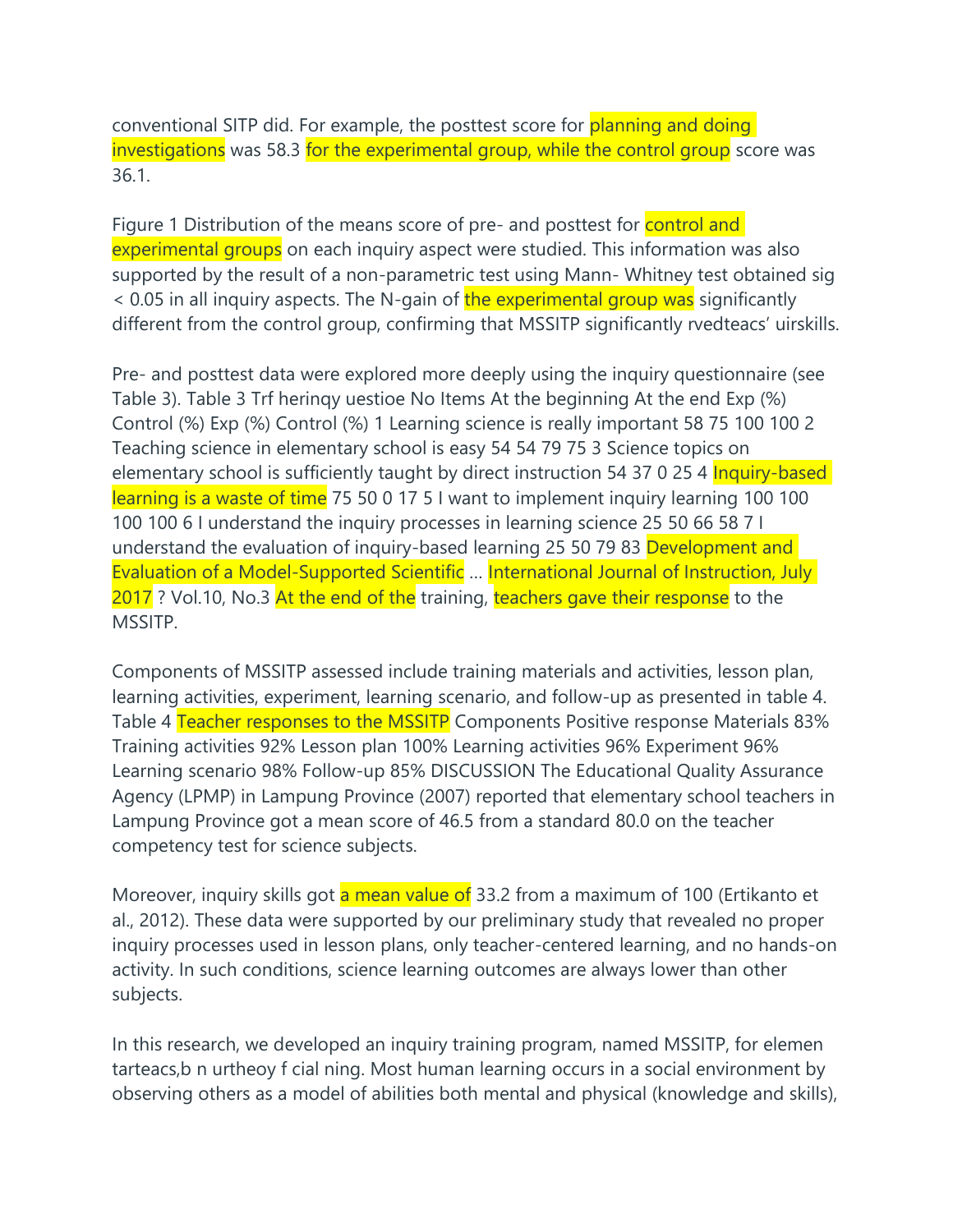conventional SITP did. For example, the posttest score for planning and doing investigations was 58.3 for the experimental group, while the control group score was 36.1.

Figure 1 Distribution of the means score of pre- and posttest for control and experimental groups on each inquiry aspect were studied. This information was also supported by the result of a non-parametric test using Mann- Whitney test obtained sig < 0.05 in all inquiry aspects. The N-gain of the experimental group was significantly different from the control group, confirming that MSSITP significantly rvedteacs' uirskills.

Pre- and posttest data were explored more deeply using the inquiry questionnaire (see Table 3). Table 3 Trf herinqy uestioe No Items At the beginning At the end Exp (%) Control (%) Exp (%) Control (%) 1 Learning science is really important 58 75 100 100 2 Teaching science in elementary school is easy 54 54 79 75 3 Science topics on elementary school is sufficiently taught by direct instruction 54 37 0 25 4 Inquiry-based learning is a waste of time 75 50 0 17 5 I want to implement inquiry learning 100 100 100 100 6 I understand the inquiry processes in learning science 25 50 66 58 7 I understand the evaluation of inquiry-based learning 25 50 79 83 Development and Evaluation of a Model-Supported Scientific … International Journal of Instruction, July 2017 ? Vol.10, No.3 At the end of the training, teachers gave their response to the MSSITP.

Components of MSSITP assessed include training materials and activities, lesson plan, learning activities, experiment, learning scenario, and follow-up as presented in table 4. Table 4 Teacher responses to the MSSITP Components Positive response Materials 83% Training activities 92% Lesson plan 100% Learning activities 96% Experiment 96% Learning scenario 98% Follow-up 85% DISCUSSION The Educational Quality Assurance Agency (LPMP) in Lampung Province (2007) reported that elementary school teachers in Lampung Province got a mean score of 46.5 from a standard 80.0 on the teacher competency test for science subjects.

Moreover, inquiry skills got a mean value of 33.2 from a maximum of 100 (Ertikanto et al., 2012). These data were supported by our preliminary study that revealed no proper inquiry processes used in lesson plans, only teacher-centered learning, and no hands-on activity. In such conditions, science learning outcomes are always lower than other subjects.

In this research, we developed an inquiry training program, named MSSITP, for elemen tarteacs,b n urtheoy f cial ning. Most human learning occurs in a social environment by observing others as a model of abilities both mental and physical (knowledge and skills),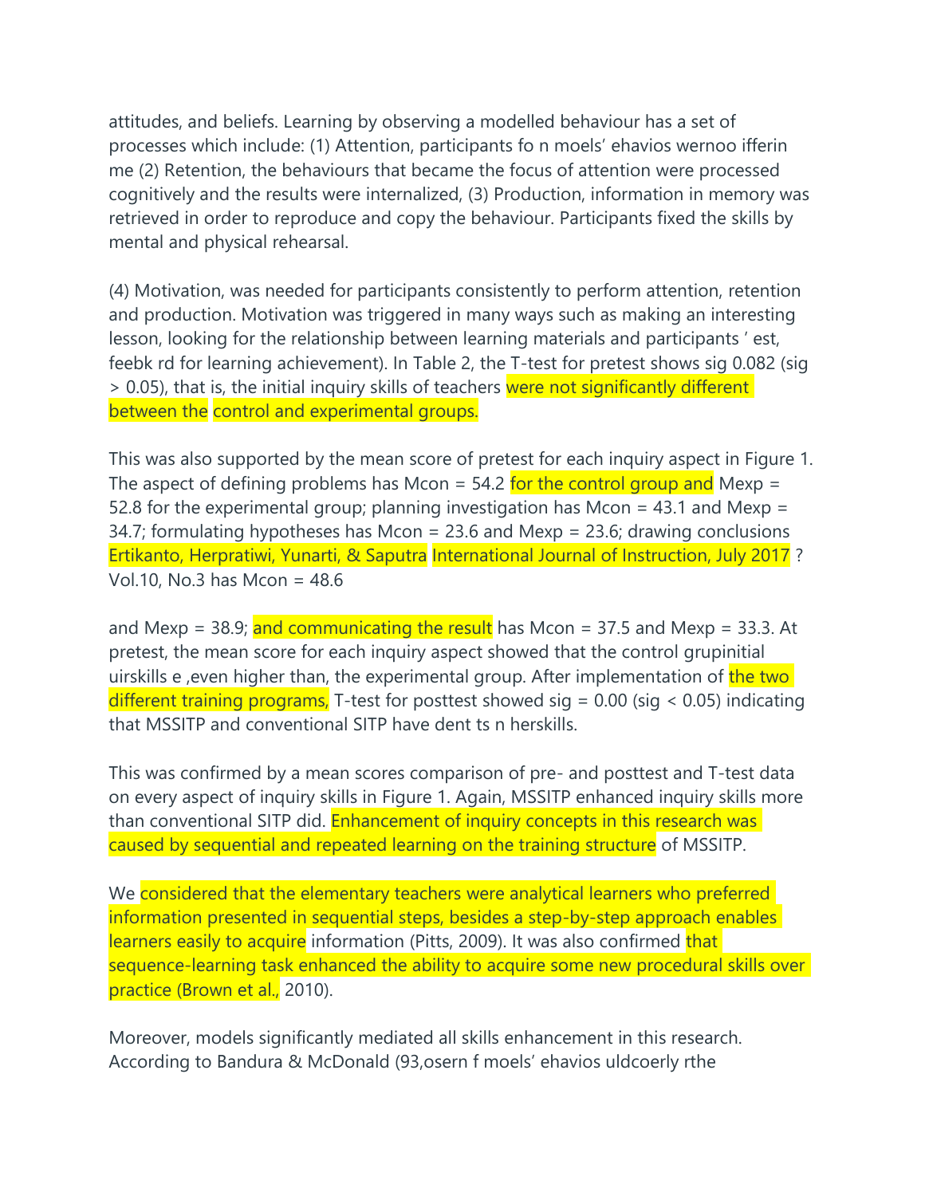attitudes, and beliefs. Learning by observing a modelled behaviour has a set of processes which include: (1) Attention, participants fo n moels' ehavios wernoo ifferin me (2) Retention, the behaviours that became the focus of attention were processed cognitively and the results were internalized, (3) Production, information in memory was retrieved in order to reproduce and copy the behaviour. Participants fixed the skills by mental and physical rehearsal.

(4) Motivation, was needed for participants consistently to perform attention, retention and production. Motivation was triggered in many ways such as making an interesting lesson, looking for the relationship between learning materials and participants ' est, feebk rd for learning achievement). In Table 2, the T-test for pretest shows sig 0.082 (sig > 0.05), that is, the initial inquiry skills of teachers were not significantly different between the control and experimental groups.

This was also supported by the mean score of pretest for each inquiry aspect in Figure 1. The aspect of defining problems has Mcon = 54.2 for the control group and Mexp = 52.8 for the experimental group; planning investigation has Mcon = 43.1 and Mexp = 34.7; formulating hypotheses has Mcon = 23.6 and Mexp = 23.6; drawing conclusions has Mcon = 48.6

and Mexp = 38.9; and communicating the result has Mcon = 37.5 and Mexp = 33.3. At pretest, the mean score for each inquiry aspect showed that the control grupinitial uirskills e ,even higher than, the experimental group. After implementation of the two different training programs, T-test for posttest showed sig = 0.00 (sig < 0.05) indicating that MSSITP and conventional SITP have dent ts n herskills.

This was confirmed by a mean scores comparison of pre- and posttest and T-test data on every aspect of inquiry skills in Figure 1. Again, MSSITP enhanced inquiry skills more than conventional SITP did. Enhancement of inquiry concepts in this research was caused by sequential and repeated learning on the training structure of MSSITP.

We considered that the elementary teachers were analytical learners who preferred information presented in sequential steps, besides a step-by-step approach enables learners easily to acquire information (Pitts, 2009). It was also confirmed that sequence-learning task enhanced the ability to acquire some new procedural skills over practice (Brown et al., 2010).

Moreover, models significantly mediated all skills enhancement in this research. According to Bandura & McDonald (93,osern f moels' ehavios uldcoerly rthe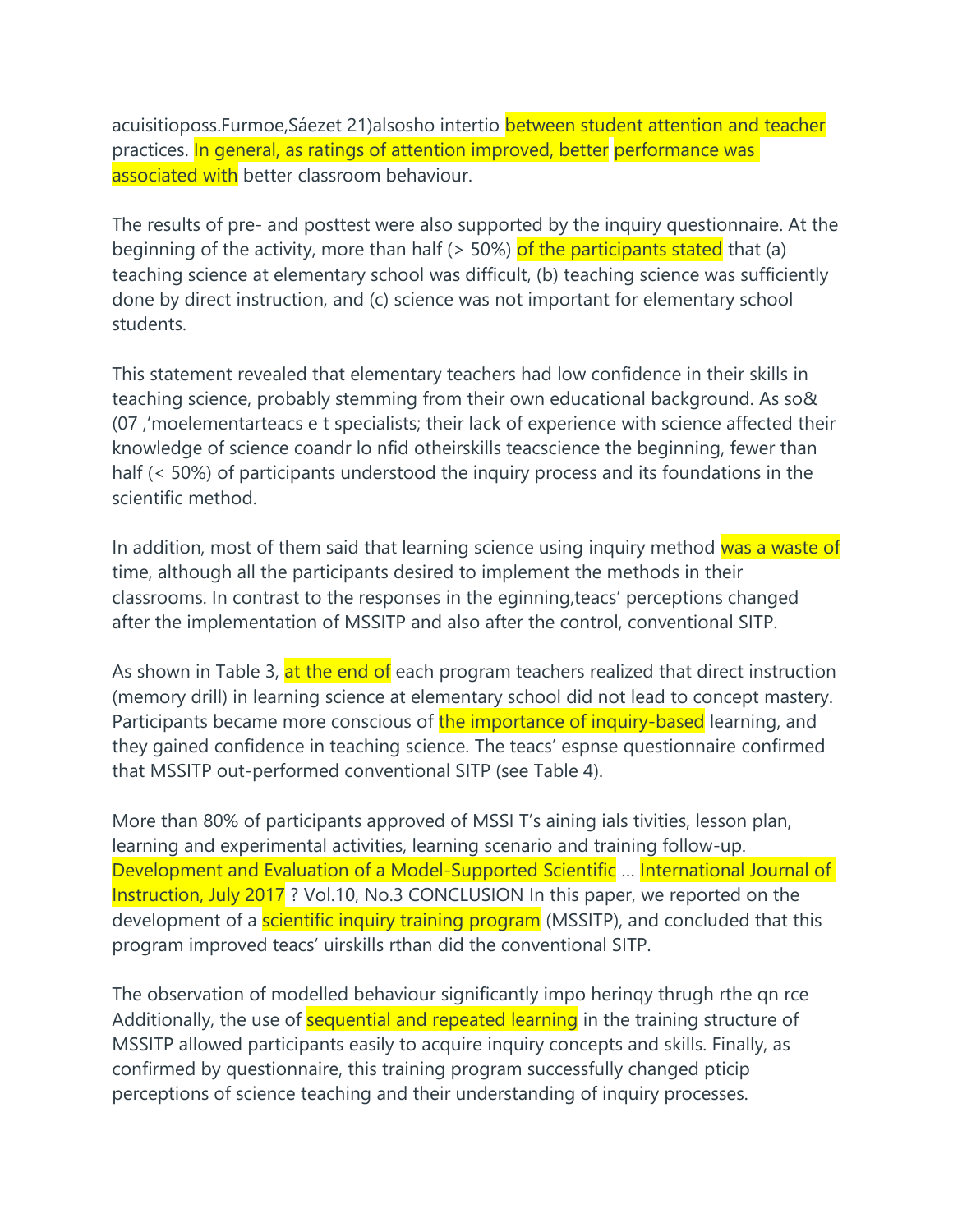acuisitioposs.Furmoe,Sáezet 21)alsosho intertio between student attention and teacher practices. In general, as ratings of attention improved, better performance was associated with better classroom behaviour.

The results of pre- and posttest were also supported by the inquiry questionnaire. At the beginning of the activity, more than half (> 50%) of the participants stated that (a) teaching science at elementary school was difficult, (b) teaching science was sufficiently done by direct instruction, and (c) science was not important for elementary school students.

This statement revealed that elementary teachers had low confidence in their skills in teaching science, probably stemming from their own educational background. As so& (07 ,'moelementarteacs e t specialists; their lack of experience with science affected their knowledge of science coandr lo nfid otheirskills teacscience the beginning, fewer than half (< 50%) of participants understood the inquiry process and its foundations in the scientific method.

In addition, most of them said that learning science using inquiry method was a waste of time, although all the participants desired to implement the methods in their classrooms. In contrast to the responses in the eginning,teacs' perceptions changed after the implementation of MSSITP and also after the control, conventional SITP.

As shown in Table 3, at the end of each program teachers realized that direct instruction (memory drill) in learning science at elementary school did not lead to concept mastery. Participants became more conscious of the importance of inquiry-based learning, and they gained confidence in teaching science. The teacs' espnse questionnaire confirmed that MSSITP out-performed conventional SITP (see Table 4).

More than 80% of participants approved of MSSI T's aining ials tivities, lesson plan, learning and experimental activities, learning scenario and training follow-up. Development and Evaluation of a Model-Supported Scientific ... International Journal of Instruction, July 2017 ? Vol.10, No.3 CONCLUSION In this paper, we reported on the development of a scientific inquiry training program (MSSITP), and concluded that this program improved teacs' uirskills rthan did the conventional SITP.

The observation of modelled behaviour significantly impo herinqy thrugh rthe qn rce Additionally, the use of sequential and repeated learning in the training structure of MSSITP allowed participants easily to acquire inquiry concepts and skills. Finally, as confirmed by questionnaire, this training program successfully changed pticip perceptions of science teaching and their understanding of inquiry processes.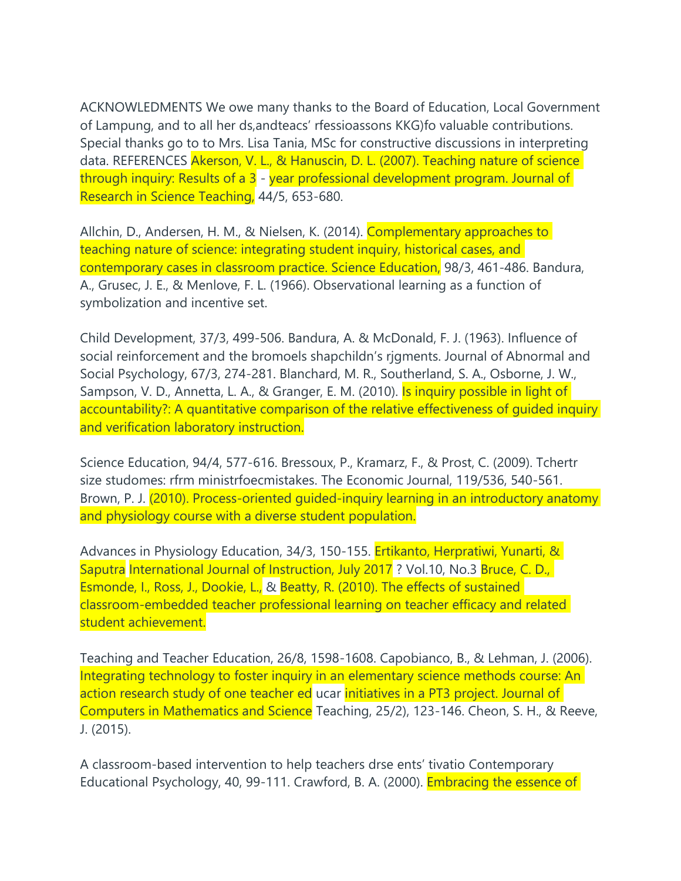ACKNOWLEDMENTS We owe many thanks to the Board of Education, Local Government of Lampung, and to all her ds,andteacs' rfessioassons KKG)fo valuable contributions. Special thanks go to to Mrs. Lisa Tania, MSc for constructive discussions in interpreting data. REFERENCES Akerson, V. L., & Hanuscin, D. L. (2007). Teaching nature of science through inquiry: Results of a 3 - year professional development program. Journal of Research in Science Teaching, 44/5, 653-680.

Allchin, D., Andersen, H. M., & Nielsen, K. (2014). Complementary approaches to teaching nature of science: integrating student inquiry, historical cases, and contemporary cases in classroom practice. Science Education, 98/3, 461-486. Bandura, A., Grusec, J. E., & Menlove, F. L. (1966). Observational learning as a function of symbolization and incentive set.

Child Development, 37/3, 499-506. Bandura, A. & McDonald, F. J. (1963). Influence of social reinforcement and the bromoels shapchildn's rjgments. Journal of Abnormal and Social Psychology, 67/3, 274-281. Blanchard, M. R., Southerland, S. A., Osborne, J. W., Sampson, V. D., Annetta, L. A., & Granger, E. M. (2010). Is inquiry possible in light of accountability?: A quantitative comparison of the relative effectiveness of guided inquiry and verification laboratory instruction.

Science Education, 94/4, 577-616. Bressoux, P., Kramarz, F., & Prost, C. (2009). Tchertr size studomes: rfrm ministrfoecmistakes. The Economic Journal, 119/536, 540-561. Brown, P. J. (2010). Process-oriented guided-inquiry learning in an introductory anatomy and physiology course with a diverse student population.

Advances in Physiology Education, 34/3, 150-155. Ertikanto, Herpratiwi, Yunarti, & Saputra International Journal of Instruction, July 2017 ? Vol.10, No.3 Bruce, C. D., Esmonde, I., Ross, J., Dookie, L., & Beatty, R. (2010). The effects of sustained classroom-embedded teacher professional learning on teacher efficacy and related student achievement.

Teaching and Teacher Education, 26/8, 1598-1608. Capobianco, B., & Lehman, J. (2006). Integrating technology to foster inquiry in an elementary science methods course: An action research study of one teacher ed ucar initiatives in a PT3 project. Journal of Computers in Mathematics and Science Teaching, 25/2), 123-146. Cheon, S. H., & Reeve, J. (2015).

A classroom-based intervention to help teachers drse ents' tivatio Contemporary Educational Psychology, 40, 99-111. Crawford, B. A. (2000). Embracing the essence of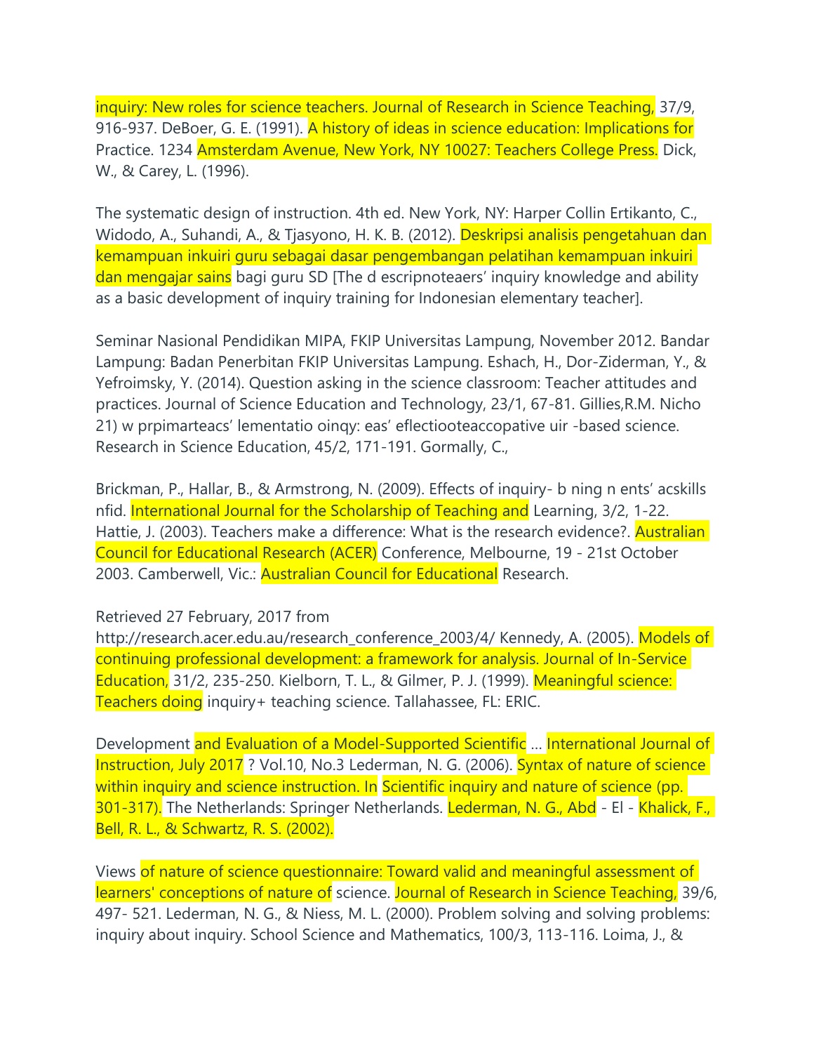inquiry: New roles for science teachers. Journal of Research in Science Teaching, 37/9, 916-937. DeBoer, G. E. (1991). A history of ideas in science education: Implications for Practice. 1234 Amsterdam Avenue, New York, NY 10027: Teachers College Press. Dick, W., & Carey, L. (1996).

The systematic design of instruction. 4th ed. New York, NY: Harper Collin Ertikanto, C., Widodo, A., Suhandi, A., & Tjasyono, H. K. B. (2012). Deskripsi analisis pengetahuan dan kemampuan inkuiri guru sebagai dasar pengembangan pelatihan kemampuan inkuiri dan mengajar sains bagi guru SD [The d escripnoteaers' inquiry knowledge and ability as a basic development of inquiry training for Indonesian elementary teacher].

Seminar Nasional Pendidikan MIPA, FKIP Universitas Lampung, November 2012. Bandar Lampung: Badan Penerbitan FKIP Universitas Lampung. Eshach, H., Dor-Ziderman, Y., & Yefroimsky, Y. (2014). Question asking in the science classroom: Teacher attitudes and practices. Journal of Science Education and Technology, 23/1, 67-81. Gillies,R.M. Nicho 21) w prpimarteacs' lementatio oinqy: eas' eflectiooteaccopative uir -based science. Research in Science Education, 45/2, 171-191. Gormally, C.,

Brickman, P., Hallar, B., & Armstrong, N. (2009). Effects of inquiry- b ning n ents' acskills nfid. International Journal for the Scholarship of Teaching and Learning, 3/2, 1-22. Hattie, J. (2003). Teachers make a difference: What is the research evidence?. Australian Council for Educational Research (ACER) Conference, Melbourne, 19 - 21st October 2003. Camberwell, Vic.: Australian Council for Educational Research.

Retrieved 27 February, 2017 from http://research.acer.edu.au/research_conference_2003/4/ Kennedy, A. (2005). Models of continuing professional development: a framework for analysis. Journal of In-Service Education, 31/2, 235-250. Kielborn, T. L., & Gilmer, P. J. (1999). Meaningful science: Teachers doing inquiry+ teaching science. Tallahassee, FL: ERIC.

Development and Evaluation of a Model-Supported Scientific ... International Journal of Instruction, July 2017 ? Vol.10, No.3 Lederman, N. G. (2006). Syntax of nature of science within inquiry and science instruction. In Scientific inquiry and nature of science (pp. 301-317). The Netherlands: Springer Netherlands. Lederman, N. G., Abd - El - Khalick, F., Bell, R. L., & Schwartz, R. S. (2002).

Views of nature of science questionnaire: Toward valid and meaningful assessment of learners' conceptions of nature of science. Journal of Research in Science Teaching, 39/6, 497- 521. Lederman, N. G., & Niess, M. L. (2000). Problem solving and solving problems: inquiry about inquiry. School Science and Mathematics, 100/3, 113-116. Loima, J., &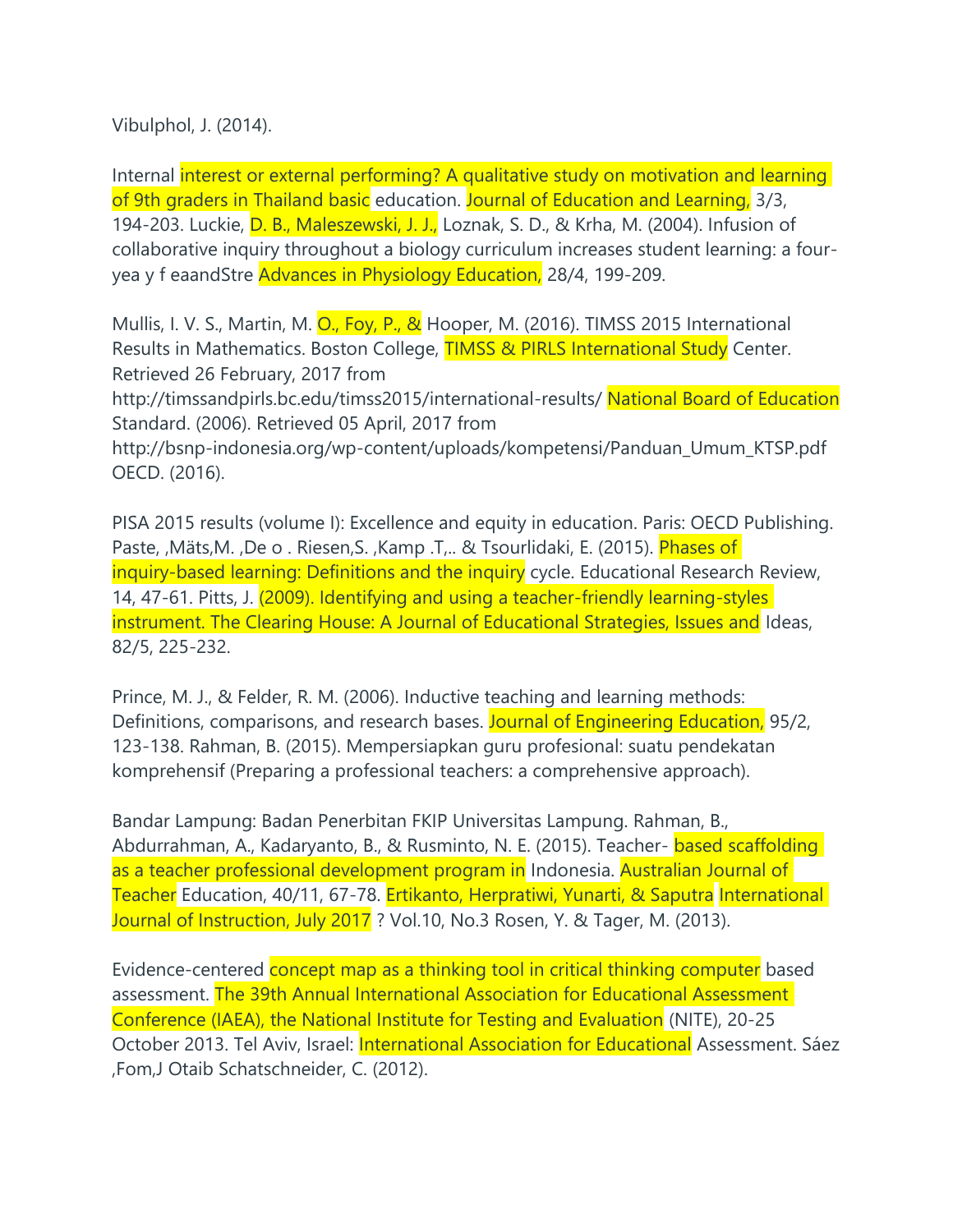Vibulphol, J. (2014).

Internal interest or external performing? A qualitative study on motivation and learning of 9th graders in Thailand basic education. Journal of Education and Learning, 3/3, 194-203. Luckie, D. B., Maleszewski, J. J., Loznak, S. D., & Krha, M. (2004). Infusion of collaborative inquiry throughout a biology curriculum increases student learning: a four-yea y f eaandStre Advances in Physiology Education, 28/4, 199-209.

Mullis, I. V. S., Martin, M. O., Foy, P., & Hooper, M. (2016). TIMSS 2015 International Results in Mathematics. Boston College, TIMSS & PIRLS International Study Center. Retrieved 26 February, 2017 from http://timssandpirls.bc.edu/timss2015/international-results/ National Board of Education Standard. (2006). Retrieved 05 April, 2017 from http://bsnp-indonesia.org/wp-content/uploads/kompetensi/Panduan_Umum_KTSP.pdf OECD. (2016).

PISA 2015 results (volume I): Excellence and equity in education. Paris: OECD Publishing. Paste, ,Mäts,M. ,De o . Riesen,S. ,Kamp .T,.. & Tsourlidaki, E. (2015). Phases of inquiry-based learning: Definitions and the inquiry cycle. Educational Research Review, 14, 47-61. Pitts, J. (2009). Identifying and using a teacher-friendly learning-styles instrument. The Clearing House: A Journal of Educational Strategies, Issues and Ideas, 82/5, 225-232.

Prince, M. J., & Felder, R. M. (2006). Inductive teaching and learning methods: Definitions, comparisons, and research bases. Journal of Engineering Education, 95/2, 123-138. Rahman, B. (2015). Mempersiapkan guru profesional: suatu pendekatan komprehensif (Preparing a professional teachers: a comprehensive approach).

Bandar Lampung: Badan Penerbitan FKIP Universitas Lampung. Rahman, B., Abdurrahman, A., Kadaryanto, B., & Rusminto, N. E. (2015). Teacher- based scaffolding as a teacher professional development program in Indonesia. Australian Journal of Teacher Education, 40/11, 67-78. Ertikanto, Herpratiwi, Yunarti, & Saputra International Journal of Instruction, July 2017 ? Vol.10, No.3 Rosen, Y. & Tager, M. (2013).

Evidence-centered concept map as a thinking tool in critical thinking computer based assessment. The 39th Annual International Association for Educational Assessment Conference (IAEA), the National Institute for Testing and Evaluation (NITE), 20-25 October 2013. Tel Aviv, Israel: International Association for Educational Assessment. Sáez ,Fom,J Otaib Schatschneider, C. (2012).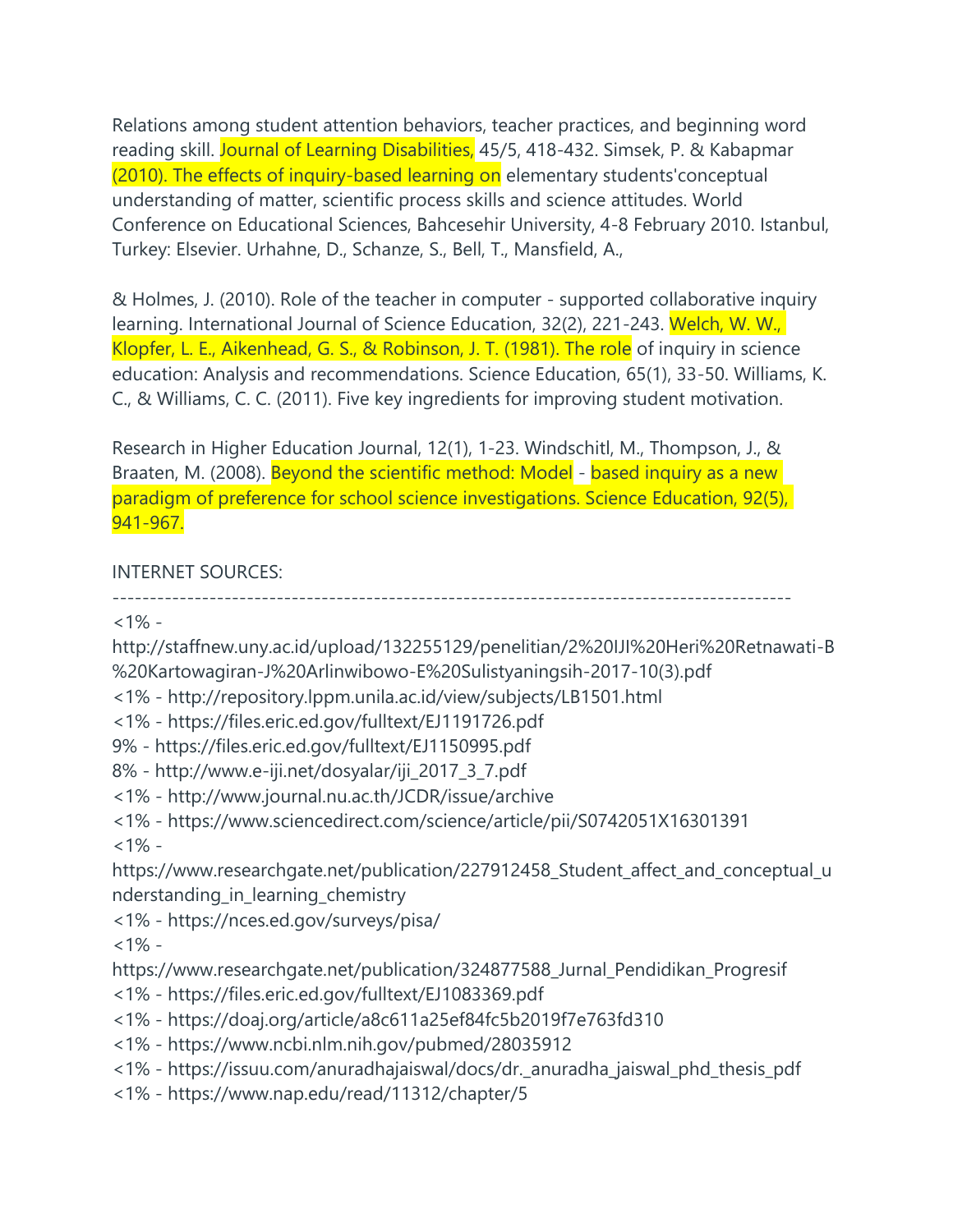Relations among student attention behaviors, teacher practices, and beginning word reading skill. Journal of Learning Disabilities, 45/5, 418-432. Simsek, P. & Kabapmar (2010). The effects of inquiry-based learning on elementary students'conceptual understanding of matter, scientific process skills and science attitudes. World Conference on Educational Sciences, Bahcesehir University, 4-8 February 2010. Istanbul, Turkey: Elsevier. Urhahne, D., Schanze, S., Bell, T., Mansfield, A.,

& Holmes, J. (2010). Role of the teacher in computer - supported collaborative inquiry learning. International Journal of Science Education, 32(2), 221-243. Welch, W. W., Klopfer, L. E., Aikenhead, G. S., & Robinson, J. T. (1981). The role of inquiry in science education: Analysis and recommendations. Science Education, 65(1), 33-50. Williams, K. C., & Williams, C. C. (2011). Five key ingredients for improving student motivation.

Research in Higher Education Journal, 12(1), 1-23. Windschitl, M., Thompson, J., & Braaten, M. (2008). Beyond the scientific method: Model - based inquiry as a new paradigm of preference for school science investigations. Science Education, 92(5), 941-967.

INTERNET SOURCES:

-------------------------------------------------------------------------------------------

<1% - http://staffnew.uny.ac.id/upload/132255129/penelitian/2%20IJI%20Heri%20Retnawati-B%20Kartowagiran-J%20Arlinwibowo-E%20Sulistyaningsih-2017-10(3).pdf

<1% - http://repository.lppm.unila.ac.id/view/subjects/LB1501.html

<1% - https://files.eric.ed.gov/fulltext/EJ1191726.pdf

9% - https://files.eric.ed.gov/fulltext/EJ1150995.pdf

8% - http://www.e-iji.net/dosyalar/iji_2017_3_7.pdf

<1% - http://www.journal.nu.ac.th/JCDR/issue/archive

<1% - https://www.sciencedirect.com/science/article/pii/S0742051X16301391

<1% - https://www.researchgate.net/publication/227912458_Student_affect_and_conceptual_understanding_in_learning_chemistry

<1% - https://nces.ed.gov/surveys/pisa/

<1% - https://www.researchgate.net/publication/324877588_Jurnal_Pendidikan_Progresif

<1% - https://files.eric.ed.gov/fulltext/EJ1083369.pdf

<1% - https://doaj.org/article/a8c611a25ef84fc5b2019f7e763fd310

<1% - https://www.ncbi.nlm.nih.gov/pubmed/28035912

<1% - https://issuu.com/anuradhajaiswal/docs/dr._anuradha_jaiswal_phd_thesis_pdf

<1% - https://www.nap.edu/read/11312/chapter/5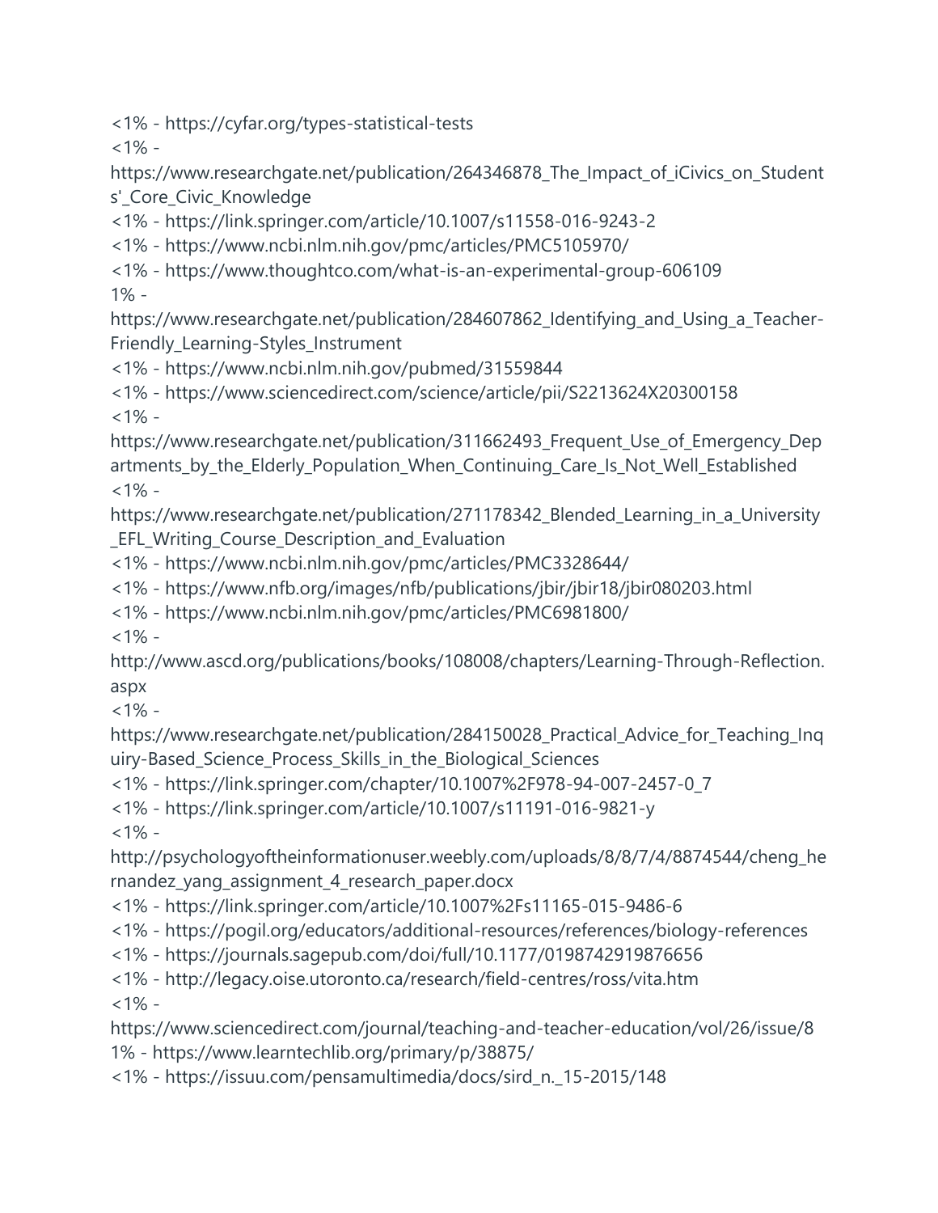<1% - https://cyfar.org/types-statistical-tests
<1% - https://www.researchgate.net/publication/264346878_The_Impact_of_iCivics_on_Students'_Core_Civic_Knowledge
<1% - https://link.springer.com/article/10.1007/s11558-016-9243-2
<1% - https://www.ncbi.nlm.nih.gov/pmc/articles/PMC5105970/
<1% - https://www.thoughtco.com/what-is-an-experimental-group-606109
1% - https://www.researchgate.net/publication/284607862_Identifying_and_Using_a_Teacher-Friendly_Learning-Styles_Instrument
<1% - https://www.ncbi.nlm.nih.gov/pubmed/31559844
<1% - https://www.sciencedirect.com/science/article/pii/S2213624X20300158
<1% - https://www.researchgate.net/publication/311662493_Frequent_Use_of_Emergency_Departments_by_the_Elderly_Population_When_Continuing_Care_Is_Not_Well_Established
<1% - https://www.researchgate.net/publication/271178342_Blended_Learning_in_a_University_EFL_Writing_Course_Description_and_Evaluation
<1% - https://www.ncbi.nlm.nih.gov/pmc/articles/PMC3328644/
<1% - https://www.nfb.org/images/nfb/publications/jbir/jbir18/jbir080203.html
<1% - https://www.ncbi.nlm.nih.gov/pmc/articles/PMC6981800/
<1% - http://www.ascd.org/publications/books/108008/chapters/Learning-Through-Reflection.aspx
<1% - https://www.researchgate.net/publication/284150028_Practical_Advice_for_Teaching_Inquiry-Based_Science_Process_Skills_in_the_Biological_Sciences
<1% - https://link.springer.com/chapter/10.1007%2F978-94-007-2457-0_7
<1% - https://link.springer.com/article/10.1007/s11191-016-9821-y
<1% - http://psychologyoftheinformationuser.weebly.com/uploads/8/8/7/4/8874544/cheng_hernandez_yang_assignment_4_research_paper.docx
<1% - https://link.springer.com/article/10.1007%2Fs11165-015-9486-6
<1% - https://pogil.org/educators/additional-resources/references/biology-references
<1% - https://journals.sagepub.com/doi/full/10.1177/0198742919876656
<1% - http://legacy.oise.utoronto.ca/research/field-centres/ross/vita.htm
<1% - https://www.sciencedirect.com/journal/teaching-and-teacher-education/vol/26/issue/8
1% - https://www.learntechlib.org/primary/p/38875/
<1% - https://issuu.com/pensamultimedia/docs/sird_n._15-2015/148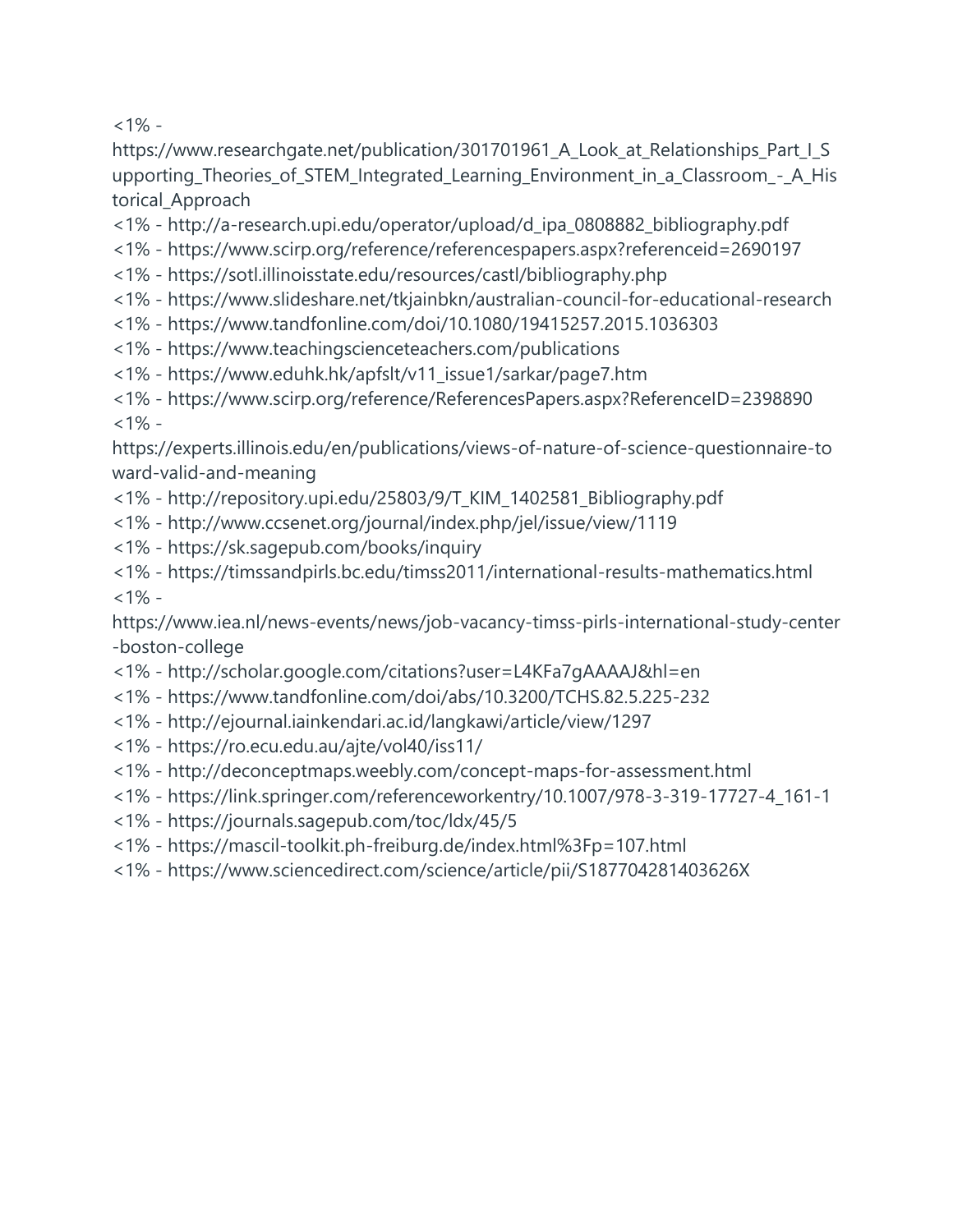<1% - https://www.researchgate.net/publication/301701961_A_Look_at_Relationships_Part_I_Supporting_Theories_of_STEM_Integrated_Learning_Environment_in_a_Classroom_-_A_Historical_Approach

<1% - http://a-research.upi.edu/operator/upload/d_ipa_0808882_bibliography.pdf

<1% - https://www.scirp.org/reference/referencespapers.aspx?referenceid=2690197

<1% - https://sotl.illinoisstate.edu/resources/castl/bibliography.php

<1% - https://www.slideshare.net/tkjainbkn/australian-council-for-educational-research

<1% - https://www.tandfonline.com/doi/10.1080/19415257.2015.1036303

<1% - https://www.teachingscienceteachers.com/publications

<1% - https://www.eduhk.hk/apfslt/v11_issue1/sarkar/page7.htm

<1% - https://www.scirp.org/reference/ReferencesPapers.aspx?ReferenceID=2398890

<1% - https://experts.illinois.edu/en/publications/views-of-nature-of-science-questionnaire-toward-valid-and-meaning

<1% - http://repository.upi.edu/25803/9/T_KIM_1402581_Bibliography.pdf

<1% - http://www.ccsenet.org/journal/index.php/jel/issue/view/1119

<1% - https://sk.sagepub.com/books/inquiry

<1% - https://timssandpirls.bc.edu/timss2011/international-results-mathematics.html

<1% - https://www.iea.nl/news-events/news/job-vacancy-timss-pirls-international-study-center-boston-college

<1% - http://scholar.google.com/citations?user=L4KFa7gAAAAJ&hl=en

<1% - https://www.tandfonline.com/doi/abs/10.3200/TCHS.82.5.225-232

<1% - http://ejournal.iainkendari.ac.id/langkawi/article/view/1297

<1% - https://ro.ecu.edu.au/ajte/vol40/iss11/

<1% - http://deconceptmaps.weebly.com/concept-maps-for-assessment.html

<1% - https://link.springer.com/referenceworkentry/10.1007/978-3-319-17727-4_161-1

<1% - https://journals.sagepub.com/toc/ldx/45/5

<1% - https://mascil-toolkit.ph-freiburg.de/index.html%3Fp=107.html

<1% - https://www.sciencedirect.com/science/article/pii/S187704281403626X